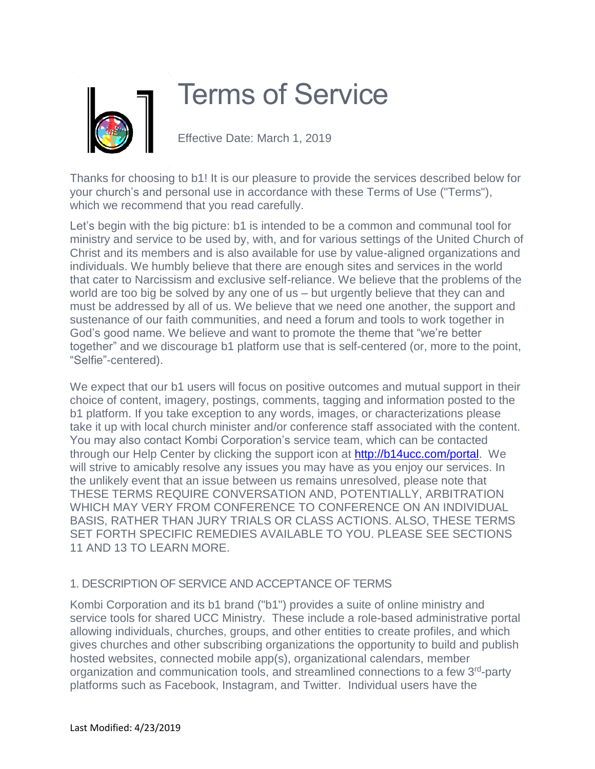# Terms of Service

Effective Date: March 1, 2019

Thanks for choosing to b1! It is our pleasure to provide the services described below for your church's and personal use in accordance with these Terms of Use ("Terms"), which we recommend that you read carefully.

Let's begin with the big picture: b1 is intended to be a common and communal tool for ministry and service to be used by, with, and for various settings of the United Church of Christ and its members and is also available for use by value-aligned organizations and individuals. We humbly believe that there are enough sites and services in the world that cater to Narcissism and exclusive self-reliance. We believe that the problems of the world are too big be solved by any one of us – but urgently believe that they can and must be addressed by all of us. We believe that we need one another, the support and sustenance of our faith communities, and need a forum and tools to work together in God's good name. We believe and want to promote the theme that "we're better together" and we discourage b1 platform use that is self-centered (or, more to the point, "Selfie"-centered).

We expect that our b1 users will focus on positive outcomes and mutual support in their choice of content, imagery, postings, comments, tagging and information posted to the b1 platform. If you take exception to any words, images, or characterizations please take it up with local church minister and/or conference staff associated with the content. You may also contact Kombi Corporation's service team, which can be contacted through our Help Center by clicking the support icon at [http://b14ucc.com/portal](http://b14ucc.com/portal). We will strive to amicably resolve any issues you may have as you enjoy our services. In the unlikely event that an issue between us remains unresolved, please note that THESE TERMS REQUIRE CONVERSATION AND, POTENTIALLY, ARBITRATION WHICH MAY VERY FROM CONFERENCE TO CONFERENCE ON AN INDIVIDUAL BASIS, RATHER THAN JURY TRIALS OR CLASS ACTIONS. ALSO, THESE TERMS SET FORTH SPECIFIC REMEDIES AVAILABLE TO YOU. PLEASE SEE SECTIONS 11 AND 13 TO LEARN MORE.

## 1. DESCRIPTION OF SERVICE AND ACCEPTANCE OF TERMS

Kombi Corporation and its b1 brand ("b1") provides a suite of online ministry and service tools for shared UCC Ministry. These include a role-based administrative portal allowing individuals, churches, groups, and other entities to create profiles, and which gives churches and other subscribing organizations the opportunity to build and publish hosted websites, connected mobile app(s), organizational calendars, member organization and communication tools, and streamlined connections to a few 3rd-party platforms such as Facebook, Instagram, and Twitter. Individual users have the

Last Modified: 4/23/2019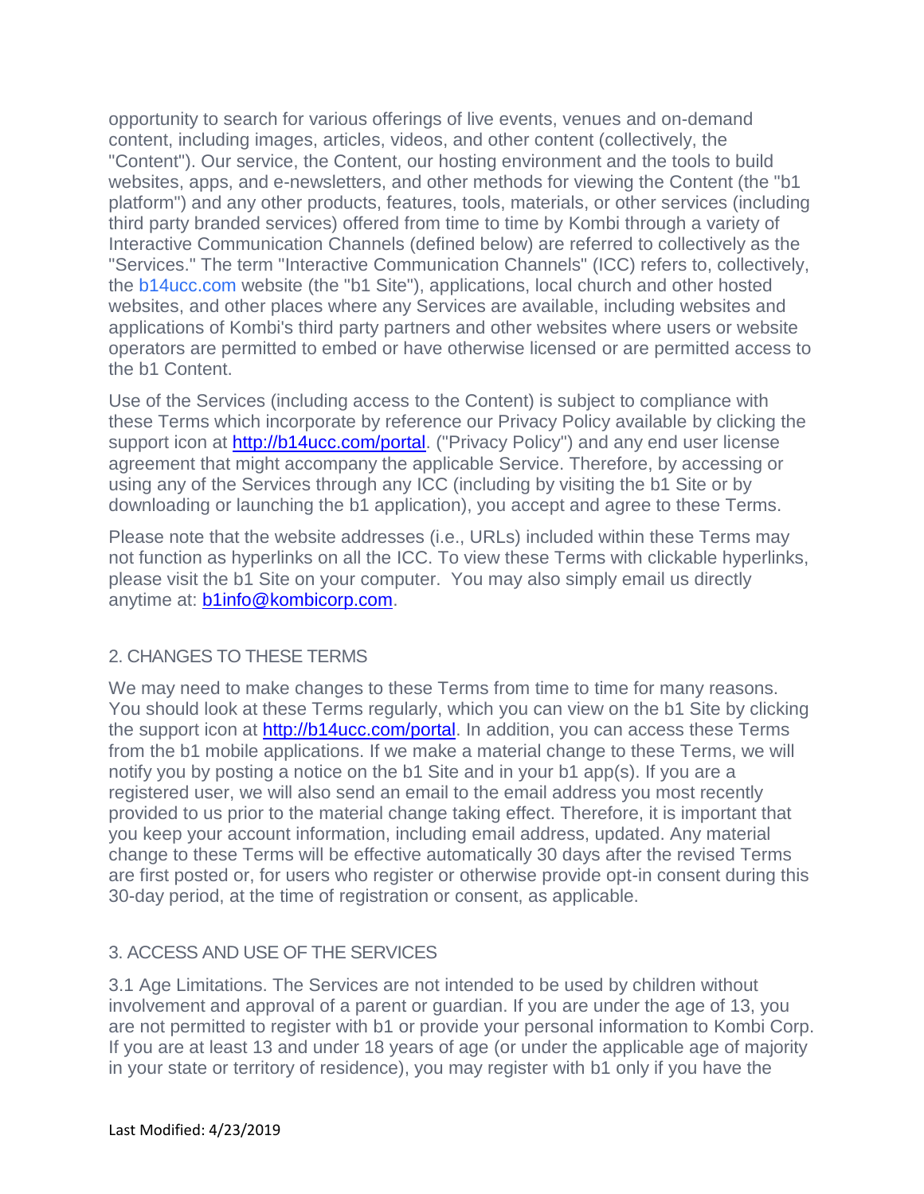opportunity to search for various offerings of live events, venues and on-demand content, including images, articles, videos, and other content (collectively, the "Content"). Our service, the Content, our hosting environment and the tools to build websites, apps, and e-newsletters, and other methods for viewing the Content (the "b1 platform") and any other products, features, tools, materials, or other services (including third party branded services) offered from time to time by Kombi through a variety of Interactive Communication Channels (defined below) are referred to collectively as the "Services." The term "Interactive Communication Channels" (ICC) refers to, collectively, the b14ucc.com website (the "b1 Site"), applications, local church and other hosted websites, and other places where any Services are available, including websites and applications of Kombi's third party partners and other websites where users or website operators are permitted to embed or have otherwise licensed or are permitted access to the b1 Content.

Use of the Services (including access to the Content) is subject to compliance with these Terms which incorporate by reference our Privacy Policy available by clicking the support icon at http://b14ucc.com/portal. ("Privacy Policy") and any end user license agreement that might accompany the applicable Service. Therefore, by accessing or using any of the Services through any ICC (including by visiting the b1 Site or by downloading or launching the b1 application), you accept and agree to these Terms.

Please note that the website addresses (i.e., URLs) included within these Terms may not function as hyperlinks on all the ICC. To view these Terms with clickable hyperlinks, please visit the b1 Site on your computer. You may also simply email us directly anytime at: b1info@kombicorp.com.

## 2. CHANGES TO THESE TERMS

We may need to make changes to these Terms from time to time for many reasons. You should look at these Terms regularly, which you can view on the b1 Site by clicking the support icon at http://b14ucc.com/portal. In addition, you can access these Terms from the b1 mobile applications. If we make a material change to these Terms, we will notify you by posting a notice on the b1 Site and in your b1 app(s). If you are a registered user, we will also send an email to the email address you most recently provided to us prior to the material change taking effect. Therefore, it is important that you keep your account information, including email address, updated. Any material change to these Terms will be effective automatically 30 days after the revised Terms are first posted or, for users who register or otherwise provide opt-in consent during this 30-day period, at the time of registration or consent, as applicable.

## 3. ACCESS AND USE OF THE SERVICES

3.1 Age Limitations. The Services are not intended to be used by children without involvement and approval of a parent or guardian. If you are under the age of 13, you are not permitted to register with b1 or provide your personal information to Kombi Corp. If you are at least 13 and under 18 years of age (or under the applicable age of majority in your state or territory of residence), you may register with b1 only if you have the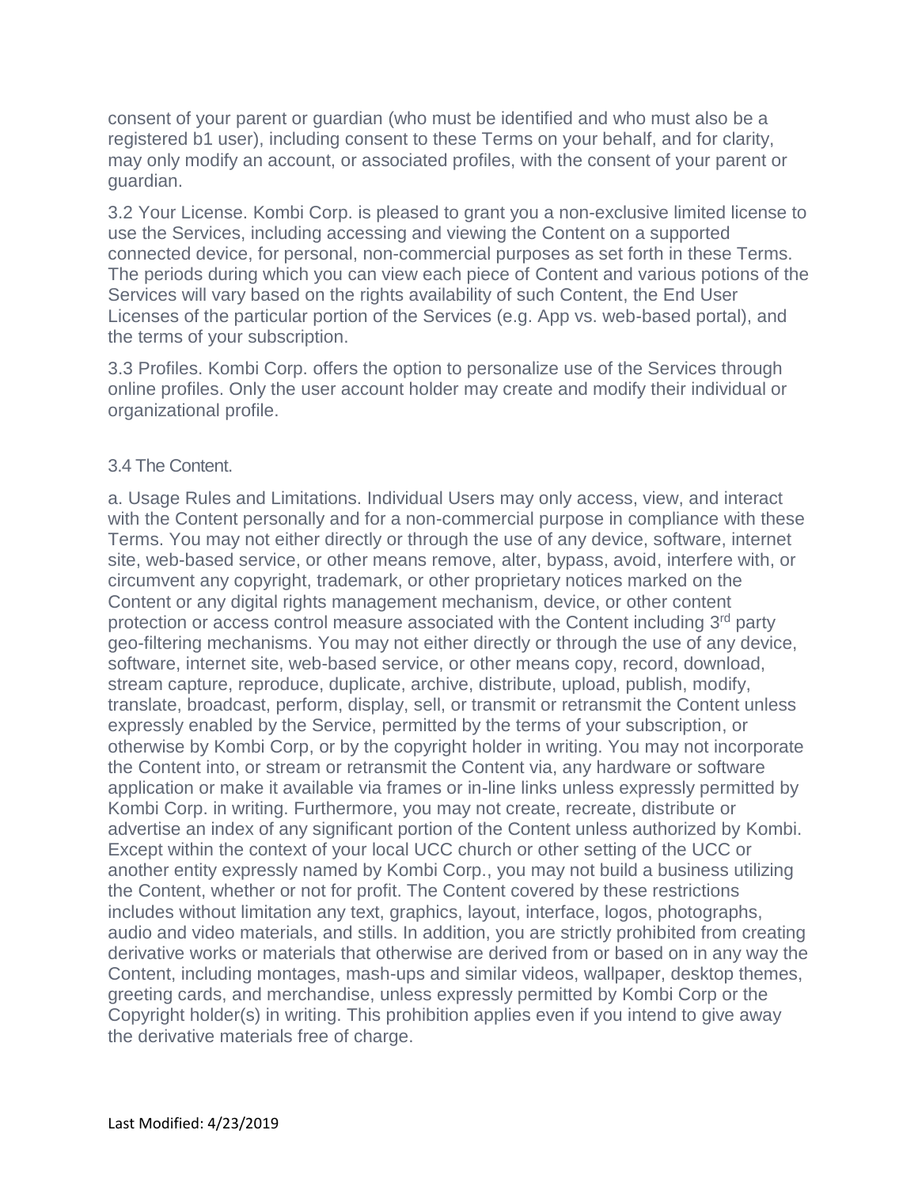consent of your parent or guardian (who must be identified and who must also be a registered b1 user), including consent to these Terms on your behalf, and for clarity, may only modify an account, or associated profiles, with the consent of your parent or guardian.

3.2 Your License. Kombi Corp. is pleased to grant you a non-exclusive limited license to use the Services, including accessing and viewing the Content on a supported connected device, for personal, non-commercial purposes as set forth in these Terms. The periods during which you can view each piece of Content and various potions of the Services will vary based on the rights availability of such Content, the End User Licenses of the particular portion of the Services (e.g. App vs. web-based portal), and the terms of your subscription.

3.3 Profiles. Kombi Corp. offers the option to personalize use of the Services through online profiles. Only the user account holder may create and modify their individual or organizational profile.

3.4 The Content.

a. Usage Rules and Limitations. Individual Users may only access, view, and interact with the Content personally and for a non-commercial purpose in compliance with these Terms. You may not either directly or through the use of any device, software, internet site, web-based service, or other means remove, alter, bypass, avoid, interfere with, or circumvent any copyright, trademark, or other proprietary notices marked on the Content or any digital rights management mechanism, device, or other content protection or access control measure associated with the Content including 3rd party geo-filtering mechanisms. You may not either directly or through the use of any device, software, internet site, web-based service, or other means copy, record, download, stream capture, reproduce, duplicate, archive, distribute, upload, publish, modify, translate, broadcast, perform, display, sell, or transmit or retransmit the Content unless expressly enabled by the Service, permitted by the terms of your subscription, or otherwise by Kombi Corp, or by the copyright holder in writing. You may not incorporate the Content into, or stream or retransmit the Content via, any hardware or software application or make it available via frames or in-line links unless expressly permitted by Kombi Corp. in writing. Furthermore, you may not create, recreate, distribute or advertise an index of any significant portion of the Content unless authorized by Kombi. Except within the context of your local UCC church or other setting of the UCC or another entity expressly named by Kombi Corp., you may not build a business utilizing the Content, whether or not for profit. The Content covered by these restrictions includes without limitation any text, graphics, layout, interface, logos, photographs, audio and video materials, and stills. In addition, you are strictly prohibited from creating derivative works or materials that otherwise are derived from or based on in any way the Content, including montages, mash-ups and similar videos, wallpaper, desktop themes, greeting cards, and merchandise, unless expressly permitted by Kombi Corp or the Copyright holder(s) in writing. This prohibition applies even if you intend to give away the derivative materials free of charge.

Last Modified: 4/23/2019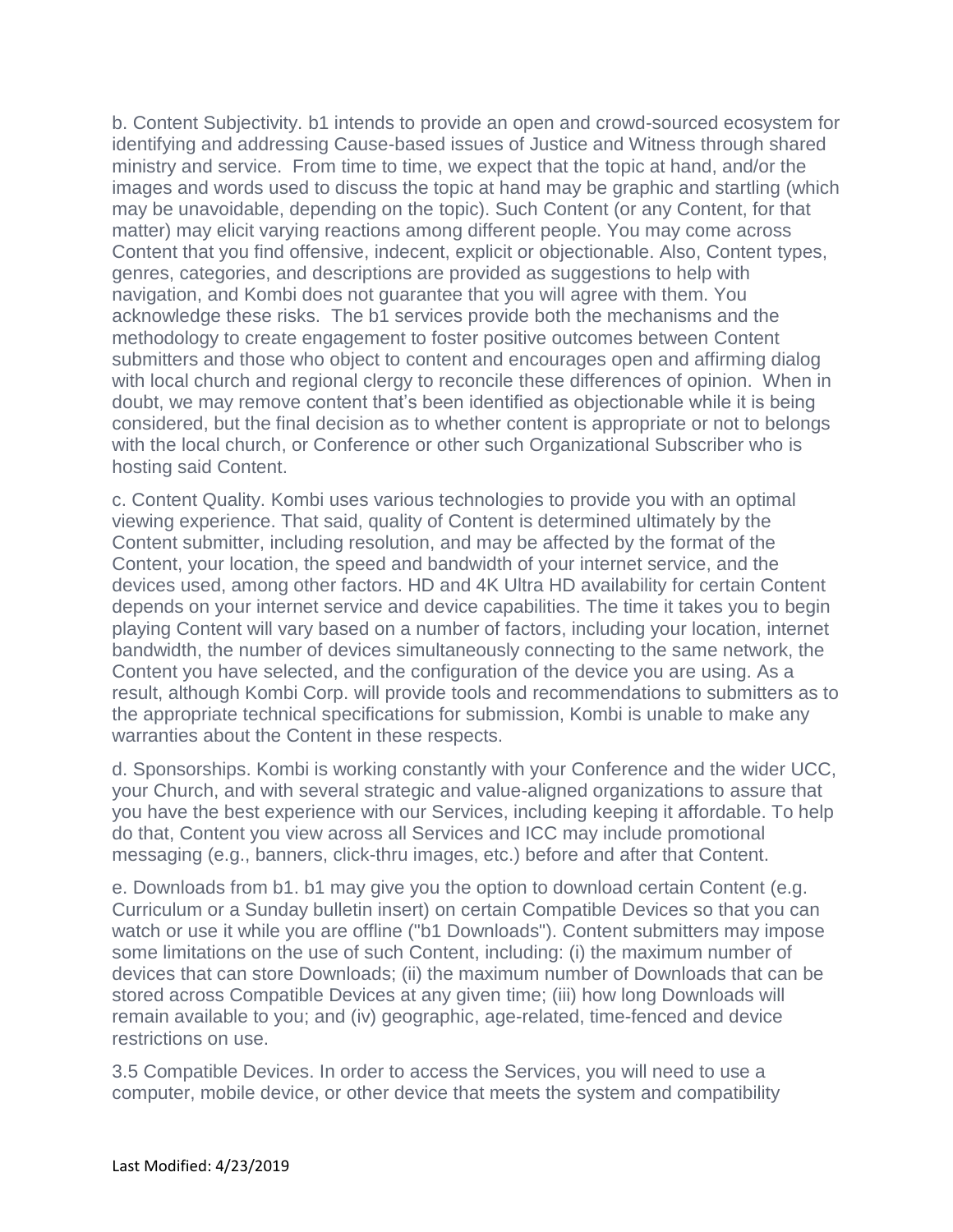b. Content Subjectivity. b1 intends to provide an open and crowd-sourced ecosystem for identifying and addressing Cause-based issues of Justice and Witness through shared ministry and service. From time to time, we expect that the topic at hand, and/or the images and words used to discuss the topic at hand may be graphic and startling (which may be unavoidable, depending on the topic). Such Content (or any Content, for that matter) may elicit varying reactions among different people. You may come across Content that you find offensive, indecent, explicit or objectionable. Also, Content types, genres, categories, and descriptions are provided as suggestions to help with navigation, and Kombi does not guarantee that you will agree with them. You acknowledge these risks. The b1 services provide both the mechanisms and the methodology to create engagement to foster positive outcomes between Content submitters and those who object to content and encourages open and affirming dialog with local church and regional clergy to reconcile these differences of opinion. When in doubt, we may remove content that's been identified as objectionable while it is being considered, but the final decision as to whether content is appropriate or not to belongs with the local church, or Conference or other such Organizational Subscriber who is hosting said Content.

c. Content Quality. Kombi uses various technologies to provide you with an optimal viewing experience. That said, quality of Content is determined ultimately by the Content submitter, including resolution, and may be affected by the format of the Content, your location, the speed and bandwidth of your internet service, and the devices used, among other factors. HD and 4K Ultra HD availability for certain Content depends on your internet service and device capabilities. The time it takes you to begin playing Content will vary based on a number of factors, including your location, internet bandwidth, the number of devices simultaneously connecting to the same network, the Content you have selected, and the configuration of the device you are using. As a result, although Kombi Corp. will provide tools and recommendations to submitters as to the appropriate technical specifications for submission, Kombi is unable to make any warranties about the Content in these respects.

d. Sponsorships. Kombi is working constantly with your Conference and the wider UCC, your Church, and with several strategic and value-aligned organizations to assure that you have the best experience with our Services, including keeping it affordable. To help do that, Content you view across all Services and ICC may include promotional messaging (e.g., banners, click-thru images, etc.) before and after that Content.

e. Downloads from b1. b1 may give you the option to download certain Content (e.g. Curriculum or a Sunday bulletin insert) on certain Compatible Devices so that you can watch or use it while you are offline ("b1 Downloads"). Content submitters may impose some limitations on the use of such Content, including: (i) the maximum number of devices that can store Downloads; (ii) the maximum number of Downloads that can be stored across Compatible Devices at any given time; (iii) how long Downloads will remain available to you; and (iv) geographic, age-related, time-fenced and device restrictions on use.

3.5 Compatible Devices. In order to access the Services, you will need to use a computer, mobile device, or other device that meets the system and compatibility

Last Modified: 4/23/2019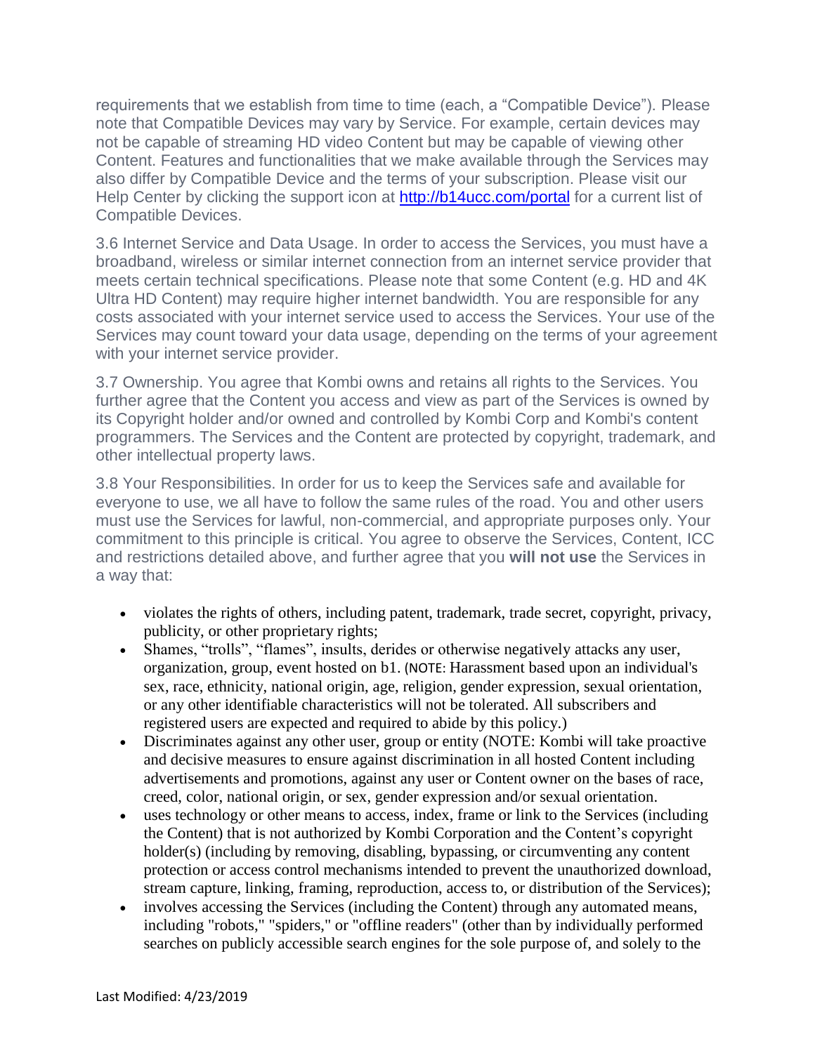requirements that we establish from time to time (each, a “Compatible Device”). Please note that Compatible Devices may vary by Service. For example, certain devices may not be capable of streaming HD video Content but may be capable of viewing other Content. Features and functionalities that we make available through the Services may also differ by Compatible Device and the terms of your subscription. Please visit our Help Center by clicking the support icon at [http://b14ucc.com/portal](http://b14ucc.com/portal) for a current list of Compatible Devices.

3.6 Internet Service and Data Usage. In order to access the Services, you must have a broadband, wireless or similar internet connection from an internet service provider that meets certain technical specifications. Please note that some Content (e.g. HD and 4K Ultra HD Content) may require higher internet bandwidth. You are responsible for any costs associated with your internet service used to access the Services. Your use of the Services may count toward your data usage, depending on the terms of your agreement with your internet service provider.

3.7 Ownership. You agree that Kombi owns and retains all rights to the Services. You further agree that the Content you access and view as part of the Services is owned by its Copyright holder and/or owned and controlled by Kombi Corp and Kombi's content programmers. The Services and the Content are protected by copyright, trademark, and other intellectual property laws.

3.8 Your Responsibilities. In order for us to keep the Services safe and available for everyone to use, we all have to follow the same rules of the road. You and other users must use the Services for lawful, non-commercial, and appropriate purposes only. Your commitment to this principle is critical. You agree to observe the Services, Content, ICC and restrictions detailed above, and further agree that you **will not use** the Services in a way that:

- violates the rights of others, including patent, trademark, trade secret, copyright, privacy, publicity, or other proprietary rights;
- Shames, “trolls”, “flames”, insults, derides or otherwise negatively attacks any user, organization, group, event hosted on b1. (NOTE: Harassment based upon an individual's sex, race, ethnicity, national origin, age, religion, gender expression, sexual orientation, or any other identifiable characteristics will not be tolerated. All subscribers and registered users are expected and required to abide by this policy.)
- Discriminates against any other user, group or entity (NOTE: Kombi will take proactive and decisive measures to ensure against discrimination in all hosted Content including advertisements and promotions, against any user or Content owner on the bases of race, creed, color, national origin, or sex, gender expression and/or sexual orientation.
- uses technology or other means to access, index, frame or link to the Services (including the Content) that is not authorized by Kombi Corporation and the Content’s copyright holder(s) (including by removing, disabling, bypassing, or circumventing any content protection or access control mechanisms intended to prevent the unauthorized download, stream capture, linking, framing, reproduction, access to, or distribution of the Services);
- involves accessing the Services (including the Content) through any automated means, including "robots," "spiders," or "offline readers" (other than by individually performed searches on publicly accessible search engines for the sole purpose of, and solely to the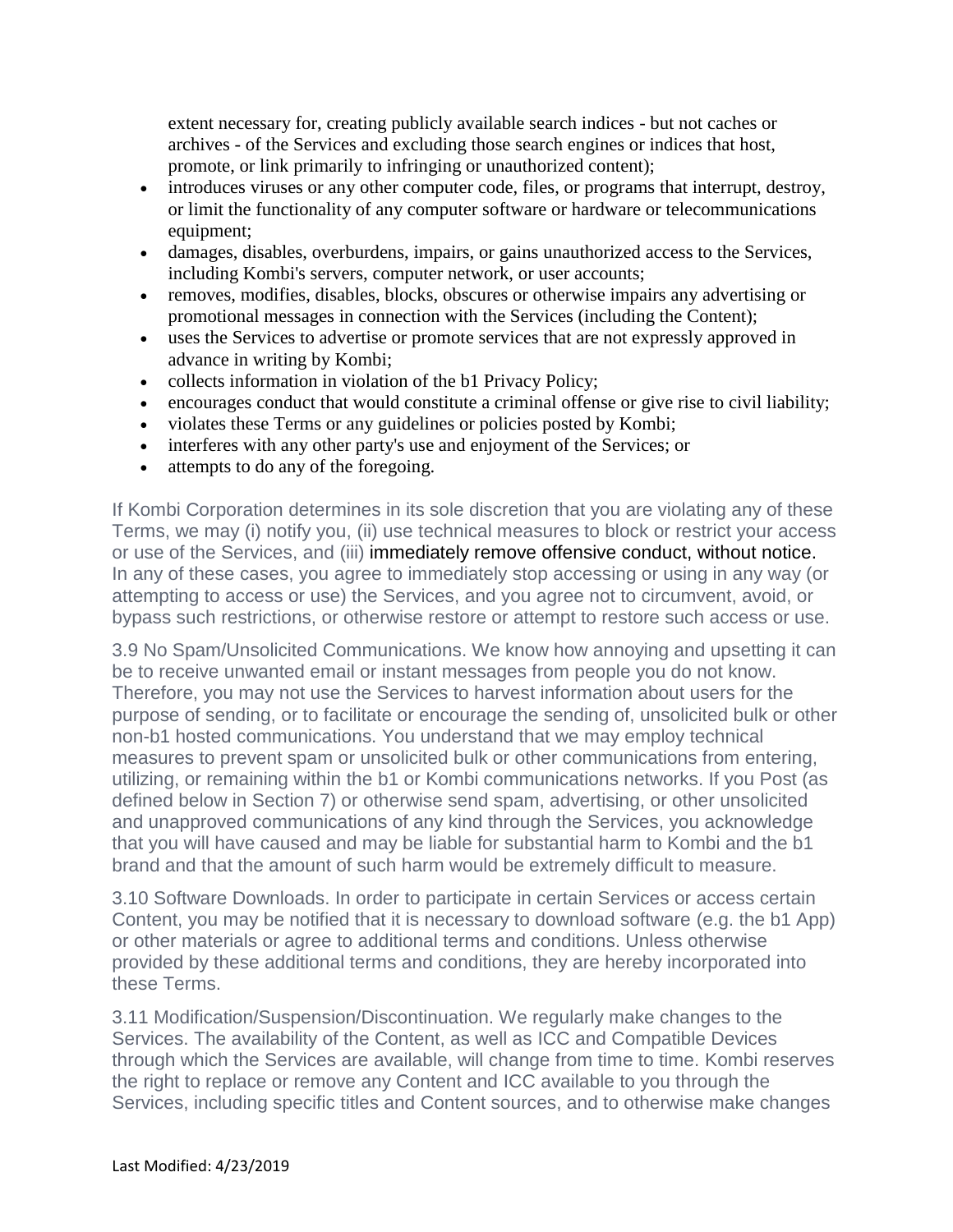extent necessary for, creating publicly available search indices - but not caches or archives - of the Services and excluding those search engines or indices that host, promote, or link primarily to infringing or unauthorized content);

- introduces viruses or any other computer code, files, or programs that interrupt, destroy, or limit the functionality of any computer software or hardware or telecommunications equipment;
- damages, disables, overburdens, impairs, or gains unauthorized access to the Services, including Kombi's servers, computer network, or user accounts;
- removes, modifies, disables, blocks, obscures or otherwise impairs any advertising or promotional messages in connection with the Services (including the Content);
- uses the Services to advertise or promote services that are not expressly approved in advance in writing by Kombi;
- collects information in violation of the b1 Privacy Policy;
- encourages conduct that would constitute a criminal offense or give rise to civil liability;
- violates these Terms or any guidelines or policies posted by Kombi;
- interferes with any other party's use and enjoyment of the Services; or
- attempts to do any of the foregoing.

If Kombi Corporation determines in its sole discretion that you are violating any of these Terms, we may (i) notify you, (ii) use technical measures to block or restrict your access or use of the Services, and (iii) immediately remove offensive conduct, without notice. In any of these cases, you agree to immediately stop accessing or using in any way (or attempting to access or use) the Services, and you agree not to circumvent, avoid, or bypass such restrictions, or otherwise restore or attempt to restore such access or use.

3.9 No Spam/Unsolicited Communications. We know how annoying and upsetting it can be to receive unwanted email or instant messages from people you do not know. Therefore, you may not use the Services to harvest information about users for the purpose of sending, or to facilitate or encourage the sending of, unsolicited bulk or other non-b1 hosted communications. You understand that we may employ technical measures to prevent spam or unsolicited bulk or other communications from entering, utilizing, or remaining within the b1 or Kombi communications networks. If you Post (as defined below in Section 7) or otherwise send spam, advertising, or other unsolicited and unapproved communications of any kind through the Services, you acknowledge that you will have caused and may be liable for substantial harm to Kombi and the b1 brand and that the amount of such harm would be extremely difficult to measure.

3.10 Software Downloads. In order to participate in certain Services or access certain Content, you may be notified that it is necessary to download software (e.g. the b1 App) or other materials or agree to additional terms and conditions. Unless otherwise provided by these additional terms and conditions, they are hereby incorporated into these Terms.

3.11 Modification/Suspension/Discontinuation. We regularly make changes to the Services. The availability of the Content, as well as ICC and Compatible Devices through which the Services are available, will change from time to time. Kombi reserves the right to replace or remove any Content and ICC available to you through the Services, including specific titles and Content sources, and to otherwise make changes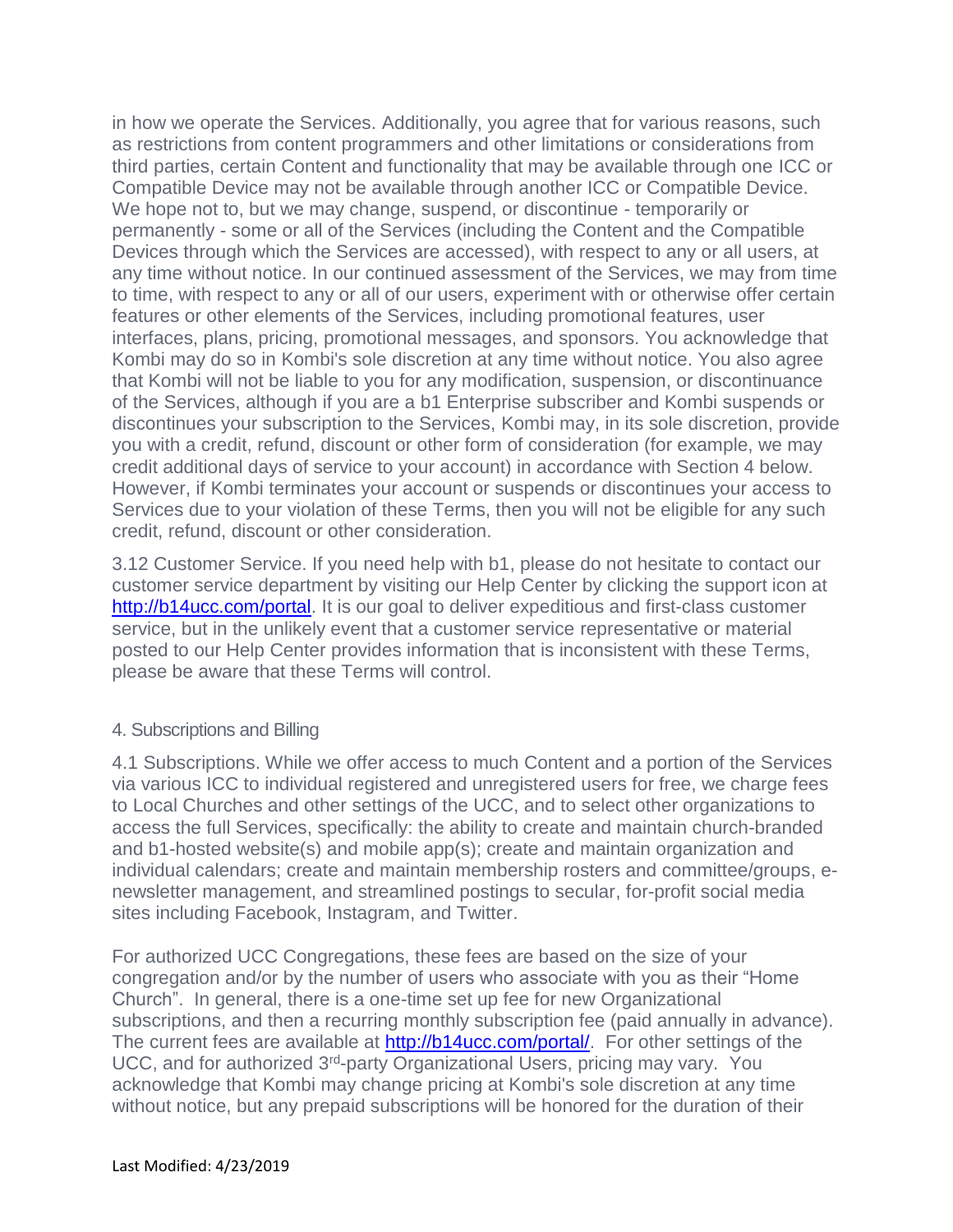in how we operate the Services. Additionally, you agree that for various reasons, such as restrictions from content programmers and other limitations or considerations from third parties, certain Content and functionality that may be available through one ICC or Compatible Device may not be available through another ICC or Compatible Device. We hope not to, but we may change, suspend, or discontinue - temporarily or permanently - some or all of the Services (including the Content and the Compatible Devices through which the Services are accessed), with respect to any or all users, at any time without notice. In our continued assessment of the Services, we may from time to time, with respect to any or all of our users, experiment with or otherwise offer certain features or other elements of the Services, including promotional features, user interfaces, plans, pricing, promotional messages, and sponsors. You acknowledge that Kombi may do so in Kombi's sole discretion at any time without notice. You also agree that Kombi will not be liable to you for any modification, suspension, or discontinuance of the Services, although if you are a b1 Enterprise subscriber and Kombi suspends or discontinues your subscription to the Services, Kombi may, in its sole discretion, provide you with a credit, refund, discount or other form of consideration (for example, we may credit additional days of service to your account) in accordance with Section 4 below. However, if Kombi terminates your account or suspends or discontinues your access to Services due to your violation of these Terms, then you will not be eligible for any such credit, refund, discount or other consideration.

3.12 Customer Service. If you need help with b1, please do not hesitate to contact our customer service department by visiting our Help Center by clicking the support icon at [http://b14ucc.com/portal](http://b14ucc.com/portal). It is our goal to deliver expeditious and first-class customer service, but in the unlikely event that a customer service representative or material posted to our Help Center provides information that is inconsistent with these Terms, please be aware that these Terms will control.

## 4. Subscriptions and Billing

4.1 Subscriptions. While we offer access to much Content and a portion of the Services via various ICC to individual registered and unregistered users for free, we charge fees to Local Churches and other settings of the UCC, and to select other organizations to access the full Services, specifically: the ability to create and maintain church-branded and b1-hosted website(s) and mobile app(s); create and maintain organization and individual calendars; create and maintain membership rosters and committee/groups, e-newsletter management, and streamlined postings to secular, for-profit social media sites including Facebook, Instagram, and Twitter.

For authorized UCC Congregations, these fees are based on the size of your congregation and/or by the number of users who associate with you as their "Home Church". In general, there is a one-time set up fee for new Organizational subscriptions, and then a recurring monthly subscription fee (paid annually in advance). The current fees are available at [http://b14ucc.com/portal/](http://b14ucc.com/portal/). For other settings of the UCC, and for authorized 3rd-party Organizational Users, pricing may vary. You acknowledge that Kombi may change pricing at Kombi's sole discretion at any time without notice, but any prepaid subscriptions will be honored for the duration of their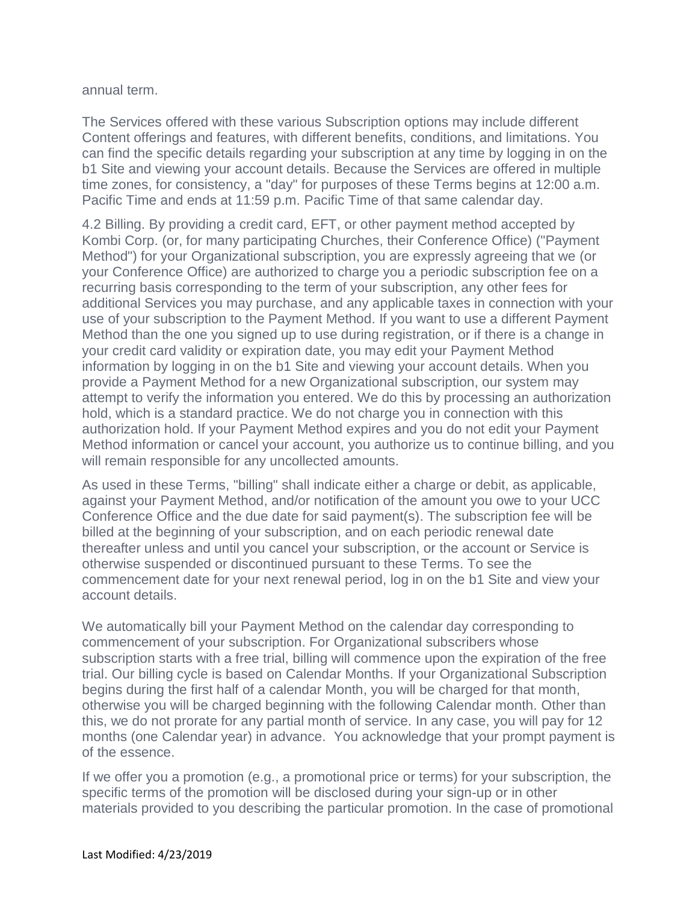annual term.

The Services offered with these various Subscription options may include different Content offerings and features, with different benefits, conditions, and limitations. You can find the specific details regarding your subscription at any time by logging in on the b1 Site and viewing your account details. Because the Services are offered in multiple time zones, for consistency, a "day" for purposes of these Terms begins at 12:00 a.m. Pacific Time and ends at 11:59 p.m. Pacific Time of that same calendar day.

4.2 Billing. By providing a credit card, EFT, or other payment method accepted by Kombi Corp. (or, for many participating Churches, their Conference Office) ("Payment Method") for your Organizational subscription, you are expressly agreeing that we (or your Conference Office) are authorized to charge you a periodic subscription fee on a recurring basis corresponding to the term of your subscription, any other fees for additional Services you may purchase, and any applicable taxes in connection with your use of your subscription to the Payment Method. If you want to use a different Payment Method than the one you signed up to use during registration, or if there is a change in your credit card validity or expiration date, you may edit your Payment Method information by logging in on the b1 Site and viewing your account details. When you provide a Payment Method for a new Organizational subscription, our system may attempt to verify the information you entered. We do this by processing an authorization hold, which is a standard practice. We do not charge you in connection with this authorization hold. If your Payment Method expires and you do not edit your Payment Method information or cancel your account, you authorize us to continue billing, and you will remain responsible for any uncollected amounts.

As used in these Terms, "billing" shall indicate either a charge or debit, as applicable, against your Payment Method, and/or notification of the amount you owe to your UCC Conference Office and the due date for said payment(s). The subscription fee will be billed at the beginning of your subscription, and on each periodic renewal date thereafter unless and until you cancel your subscription, or the account or Service is otherwise suspended or discontinued pursuant to these Terms. To see the commencement date for your next renewal period, log in on the b1 Site and view your account details.

We automatically bill your Payment Method on the calendar day corresponding to commencement of your subscription. For Organizational subscribers whose subscription starts with a free trial, billing will commence upon the expiration of the free trial. Our billing cycle is based on Calendar Months. If your Organizational Subscription begins during the first half of a calendar Month, you will be charged for that month, otherwise you will be charged beginning with the following Calendar month. Other than this, we do not prorate for any partial month of service. In any case, you will pay for 12 months (one Calendar year) in advance. You acknowledge that your prompt payment is of the essence.

If we offer you a promotion (e.g., a promotional price or terms) for your subscription, the specific terms of the promotion will be disclosed during your sign-up or in other materials provided to you describing the particular promotion. In the case of promotional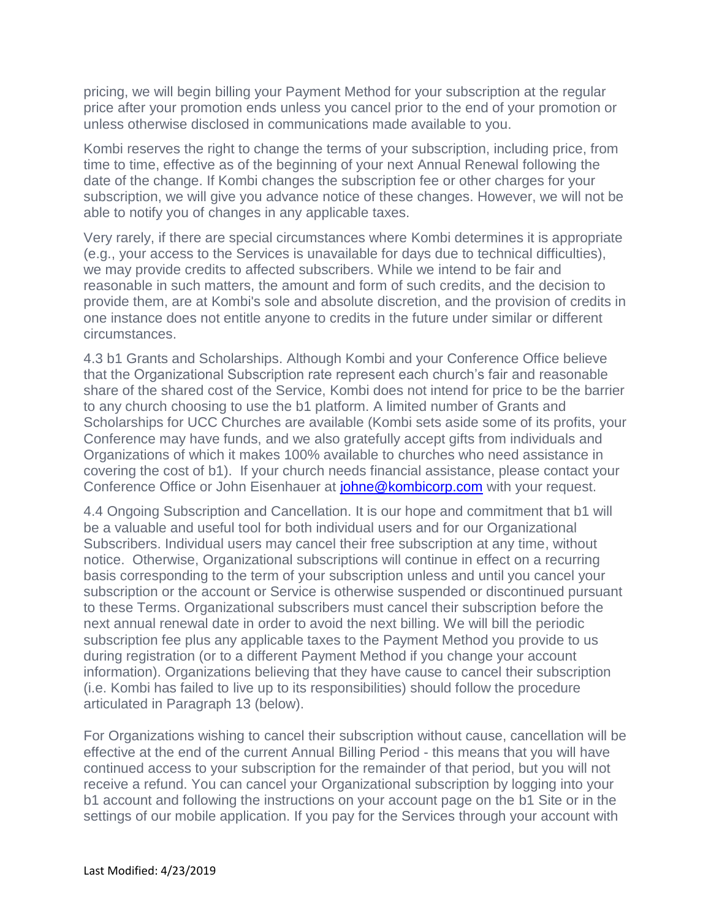pricing, we will begin billing your Payment Method for your subscription at the regular price after your promotion ends unless you cancel prior to the end of your promotion or unless otherwise disclosed in communications made available to you.

Kombi reserves the right to change the terms of your subscription, including price, from time to time, effective as of the beginning of your next Annual Renewal following the date of the change. If Kombi changes the subscription fee or other charges for your subscription, we will give you advance notice of these changes. However, we will not be able to notify you of changes in any applicable taxes.

Very rarely, if there are special circumstances where Kombi determines it is appropriate (e.g., your access to the Services is unavailable for days due to technical difficulties), we may provide credits to affected subscribers. While we intend to be fair and reasonable in such matters, the amount and form of such credits, and the decision to provide them, are at Kombi's sole and absolute discretion, and the provision of credits in one instance does not entitle anyone to credits in the future under similar or different circumstances.

4.3 b1 Grants and Scholarships. Although Kombi and your Conference Office believe that the Organizational Subscription rate represent each church's fair and reasonable share of the shared cost of the Service, Kombi does not intend for price to be the barrier to any church choosing to use the b1 platform. A limited number of Grants and Scholarships for UCC Churches are available (Kombi sets aside some of its profits, your Conference may have funds, and we also gratefully accept gifts from individuals and Organizations of which it makes 100% available to churches who need assistance in covering the cost of b1). If your church needs financial assistance, please contact your Conference Office or John Eisenhauer at [johne@kombicorp.com](mailto:johne@kombicorp.com) with your request.

4.4 Ongoing Subscription and Cancellation. It is our hope and commitment that b1 will be a valuable and useful tool for both individual users and for our Organizational Subscribers. Individual users may cancel their free subscription at any time, without notice. Otherwise, Organizational subscriptions will continue in effect on a recurring basis corresponding to the term of your subscription unless and until you cancel your subscription or the account or Service is otherwise suspended or discontinued pursuant to these Terms. Organizational subscribers must cancel their subscription before the next annual renewal date in order to avoid the next billing. We will bill the periodic subscription fee plus any applicable taxes to the Payment Method you provide to us during registration (or to a different Payment Method if you change your account information). Organizations believing that they have cause to cancel their subscription (i.e. Kombi has failed to live up to its responsibilities) should follow the procedure articulated in Paragraph 13 (below).

For Organizations wishing to cancel their subscription without cause, cancellation will be effective at the end of the current Annual Billing Period - this means that you will have continued access to your subscription for the remainder of that period, but you will not receive a refund. You can cancel your Organizational subscription by logging into your b1 account and following the instructions on your account page on the b1 Site or in the settings of our mobile application. If you pay for the Services through your account with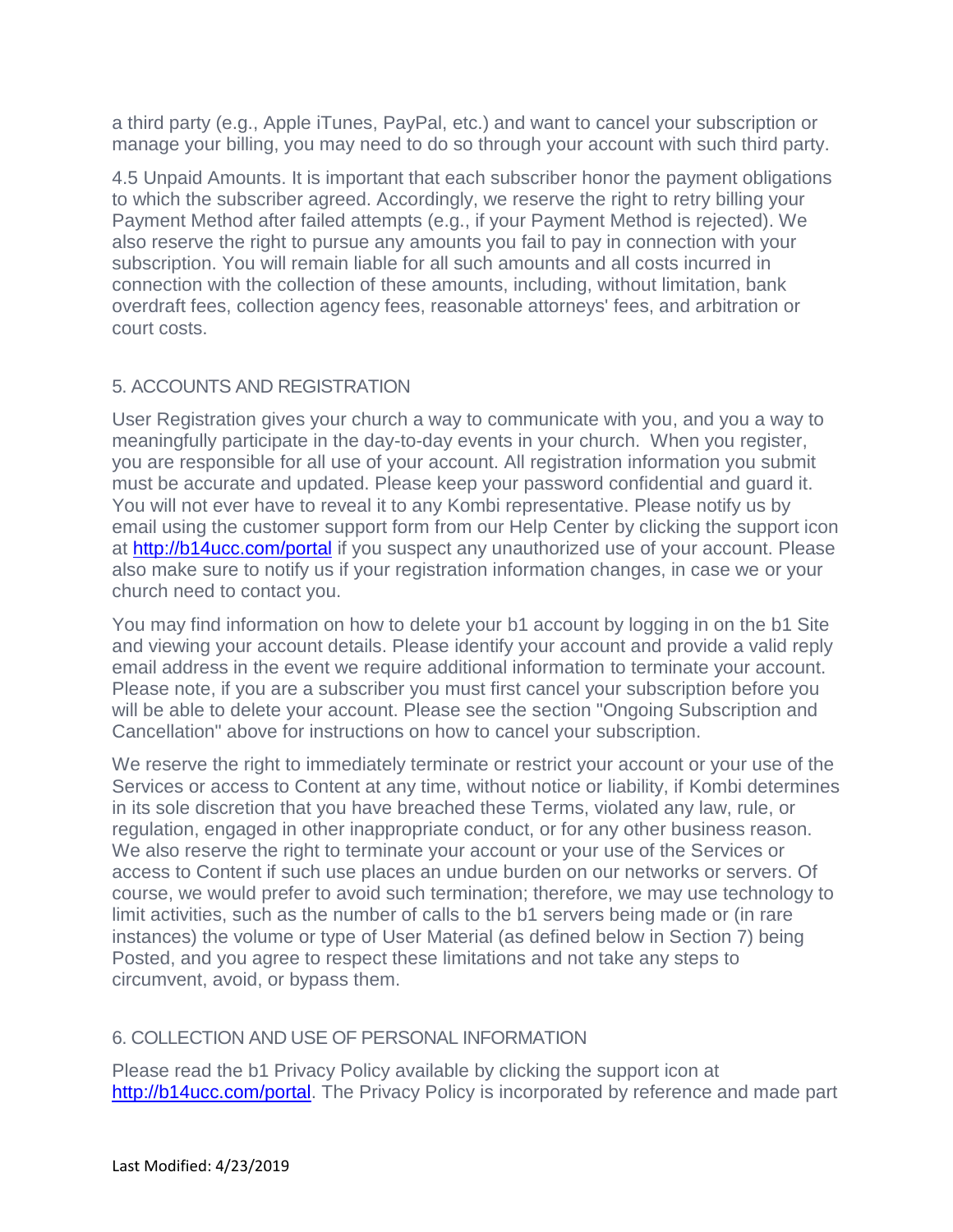a third party (e.g., Apple iTunes, PayPal, etc.) and want to cancel your subscription or manage your billing, you may need to do so through your account with such third party.

4.5 Unpaid Amounts. It is important that each subscriber honor the payment obligations to which the subscriber agreed. Accordingly, we reserve the right to retry billing your Payment Method after failed attempts (e.g., if your Payment Method is rejected). We also reserve the right to pursue any amounts you fail to pay in connection with your subscription. You will remain liable for all such amounts and all costs incurred in connection with the collection of these amounts, including, without limitation, bank overdraft fees, collection agency fees, reasonable attorneys' fees, and arbitration or court costs.

## 5. ACCOUNTS AND REGISTRATION

User Registration gives your church a way to communicate with you, and you a way to meaningfully participate in the day-to-day events in your church. When you register, you are responsible for all use of your account. All registration information you submit must be accurate and updated. Please keep your password confidential and guard it. You will not ever have to reveal it to any Kombi representative. Please notify us by email using the customer support form from our Help Center by clicking the support icon at [http://b14ucc.com/portal](http://b14ucc.com/portal) if you suspect any unauthorized use of your account. Please also make sure to notify us if your registration information changes, in case we or your church need to contact you.

You may find information on how to delete your b1 account by logging in on the b1 Site and viewing your account details. Please identify your account and provide a valid reply email address in the event we require additional information to terminate your account. Please note, if you are a subscriber you must first cancel your subscription before you will be able to delete your account. Please see the section "Ongoing Subscription and Cancellation" above for instructions on how to cancel your subscription.

We reserve the right to immediately terminate or restrict your account or your use of the Services or access to Content at any time, without notice or liability, if Kombi determines in its sole discretion that you have breached these Terms, violated any law, rule, or regulation, engaged in other inappropriate conduct, or for any other business reason. We also reserve the right to terminate your account or your use of the Services or access to Content if such use places an undue burden on our networks or servers. Of course, we would prefer to avoid such termination; therefore, we may use technology to limit activities, such as the number of calls to the b1 servers being made or (in rare instances) the volume or type of User Material (as defined below in Section 7) being Posted, and you agree to respect these limitations and not take any steps to circumvent, avoid, or bypass them.

## 6. COLLECTION AND USE OF PERSONAL INFORMATION

Please read the b1 Privacy Policy available by clicking the support icon at [http://b14ucc.com/portal](http://b14ucc.com/portal). The Privacy Policy is incorporated by reference and made part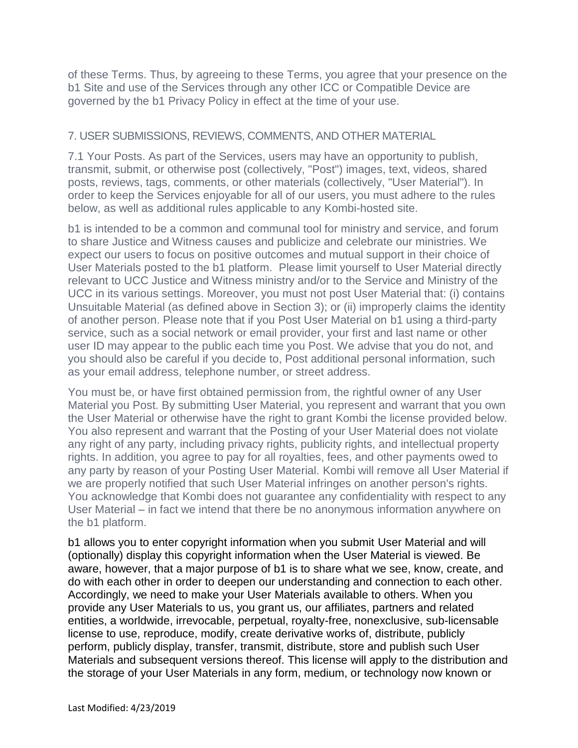of these Terms. Thus, by agreeing to these Terms, you agree that your presence on the b1 Site and use of the Services through any other ICC or Compatible Device are governed by the b1 Privacy Policy in effect at the time of your use.

## 7. USER SUBMISSIONS, REVIEWS, COMMENTS, AND OTHER MATERIAL

7.1 Your Posts. As part of the Services, users may have an opportunity to publish, transmit, submit, or otherwise post (collectively, "Post") images, text, videos, shared posts, reviews, tags, comments, or other materials (collectively, "User Material"). In order to keep the Services enjoyable for all of our users, you must adhere to the rules below, as well as additional rules applicable to any Kombi-hosted site.

b1 is intended to be a common and communal tool for ministry and service, and forum to share Justice and Witness causes and publicize and celebrate our ministries. We expect our users to focus on positive outcomes and mutual support in their choice of User Materials posted to the b1 platform. Please limit yourself to User Material directly relevant to UCC Justice and Witness ministry and/or to the Service and Ministry of the UCC in its various settings. Moreover, you must not post User Material that: (i) contains Unsuitable Material (as defined above in Section 3); or (ii) improperly claims the identity of another person. Please note that if you Post User Material on b1 using a third-party service, such as a social network or email provider, your first and last name or other user ID may appear to the public each time you Post. We advise that you do not, and you should also be careful if you decide to, Post additional personal information, such as your email address, telephone number, or street address.

You must be, or have first obtained permission from, the rightful owner of any User Material you Post. By submitting User Material, you represent and warrant that you own the User Material or otherwise have the right to grant Kombi the license provided below. You also represent and warrant that the Posting of your User Material does not violate any right of any party, including privacy rights, publicity rights, and intellectual property rights. In addition, you agree to pay for all royalties, fees, and other payments owed to any party by reason of your Posting User Material. Kombi will remove all User Material if we are properly notified that such User Material infringes on another person's rights. You acknowledge that Kombi does not guarantee any confidentiality with respect to any User Material – in fact we intend that there be no anonymous information anywhere on the b1 platform.

b1 allows you to enter copyright information when you submit User Material and will (optionally) display this copyright information when the User Material is viewed. Be aware, however, that a major purpose of b1 is to share what we see, know, create, and do with each other in order to deepen our understanding and connection to each other. Accordingly, we need to make your User Materials available to others. When you provide any User Materials to us, you grant us, our affiliates, partners and related entities, a worldwide, irrevocable, perpetual, royalty-free, nonexclusive, sub-licensable license to use, reproduce, modify, create derivative works of, distribute, publicly perform, publicly display, transfer, transmit, distribute, store and publish such User Materials and subsequent versions thereof. This license will apply to the distribution and the storage of your User Materials in any form, medium, or technology now known or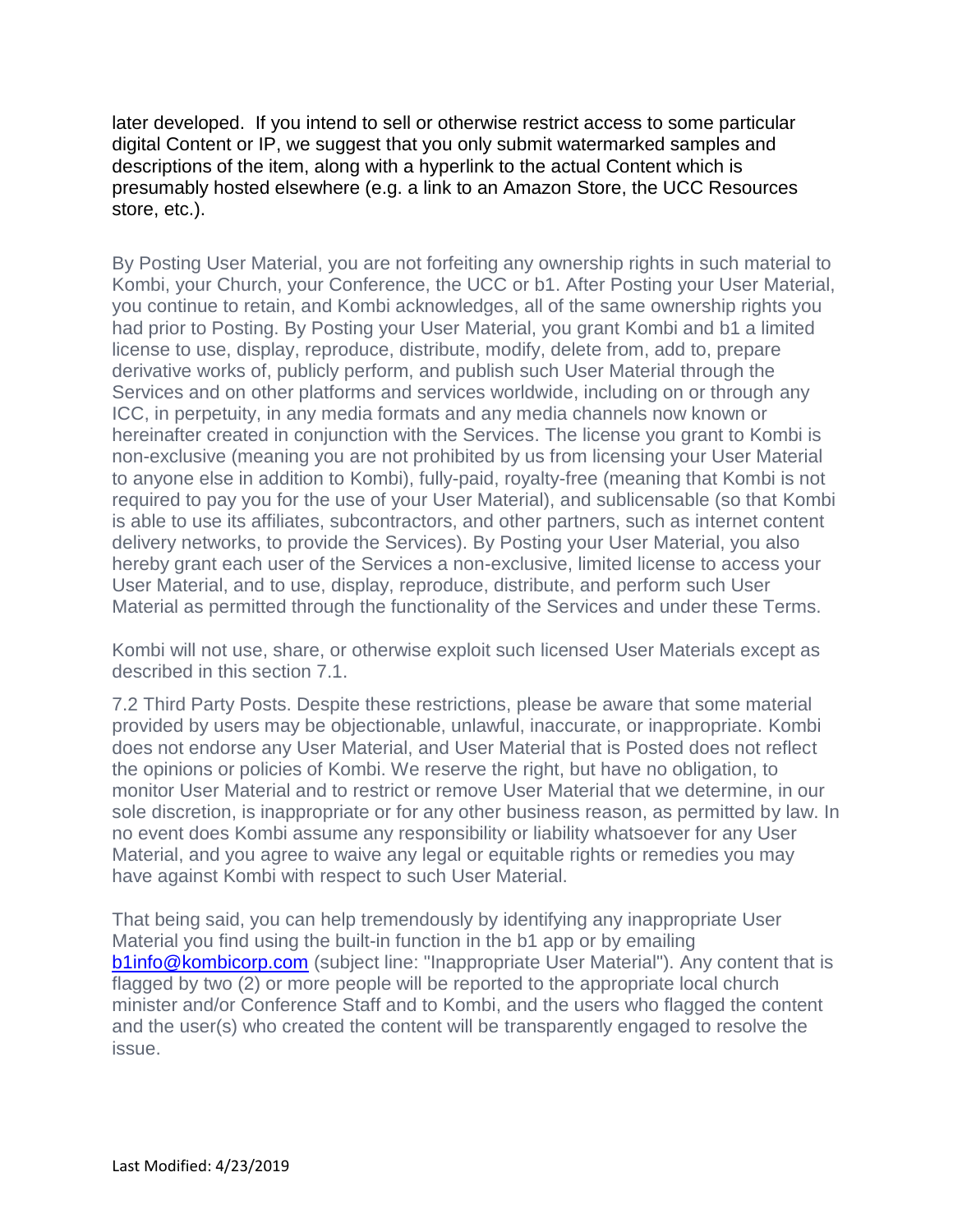later developed. If you intend to sell or otherwise restrict access to some particular digital Content or IP, we suggest that you only submit watermarked samples and descriptions of the item, along with a hyperlink to the actual Content which is presumably hosted elsewhere (e.g. a link to an Amazon Store, the UCC Resources store, etc.).

By Posting User Material, you are not forfeiting any ownership rights in such material to Kombi, your Church, your Conference, the UCC or b1. After Posting your User Material, you continue to retain, and Kombi acknowledges, all of the same ownership rights you had prior to Posting. By Posting your User Material, you grant Kombi and b1 a limited license to use, display, reproduce, distribute, modify, delete from, add to, prepare derivative works of, publicly perform, and publish such User Material through the Services and on other platforms and services worldwide, including on or through any ICC, in perpetuity, in any media formats and any media channels now known or hereinafter created in conjunction with the Services. The license you grant to Kombi is non-exclusive (meaning you are not prohibited by us from licensing your User Material to anyone else in addition to Kombi), fully-paid, royalty-free (meaning that Kombi is not required to pay you for the use of your User Material), and sublicensable (so that Kombi is able to use its affiliates, subcontractors, and other partners, such as internet content delivery networks, to provide the Services). By Posting your User Material, you also hereby grant each user of the Services a non-exclusive, limited license to access your User Material, and to use, display, reproduce, distribute, and perform such User Material as permitted through the functionality of the Services and under these Terms.

Kombi will not use, share, or otherwise exploit such licensed User Materials except as described in this section 7.1.

7.2 Third Party Posts. Despite these restrictions, please be aware that some material provided by users may be objectionable, unlawful, inaccurate, or inappropriate. Kombi does not endorse any User Material, and User Material that is Posted does not reflect the opinions or policies of Kombi. We reserve the right, but have no obligation, to monitor User Material and to restrict or remove User Material that we determine, in our sole discretion, is inappropriate or for any other business reason, as permitted by law. In no event does Kombi assume any responsibility or liability whatsoever for any User Material, and you agree to waive any legal or equitable rights or remedies you may have against Kombi with respect to such User Material.

That being said, you can help tremendously by identifying any inappropriate User Material you find using the built-in function in the b1 app or by emailing [b1info@kombicorp.com](mailto:b1info@kombicorp.com) (subject line: "Inappropriate User Material"). Any content that is flagged by two (2) or more people will be reported to the appropriate local church minister and/or Conference Staff and to Kombi, and the users who flagged the content and the user(s) who created the content will be transparently engaged to resolve the issue.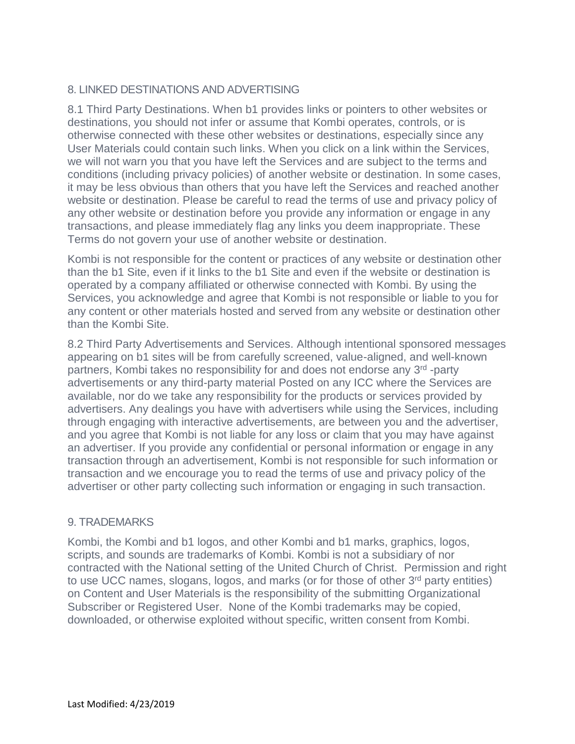## 8. LINKED DESTINATIONS AND ADVERTISING

8.1 Third Party Destinations. When b1 provides links or pointers to other websites or destinations, you should not infer or assume that Kombi operates, controls, or is otherwise connected with these other websites or destinations, especially since any User Materials could contain such links. When you click on a link within the Services, we will not warn you that you have left the Services and are subject to the terms and conditions (including privacy policies) of another website or destination. In some cases, it may be less obvious than others that you have left the Services and reached another website or destination. Please be careful to read the terms of use and privacy policy of any other website or destination before you provide any information or engage in any transactions, and please immediately flag any links you deem inappropriate. These Terms do not govern your use of another website or destination.

Kombi is not responsible for the content or practices of any website or destination other than the b1 Site, even if it links to the b1 Site and even if the website or destination is operated by a company affiliated or otherwise connected with Kombi. By using the Services, you acknowledge and agree that Kombi is not responsible or liable to you for any content or other materials hosted and served from any website or destination other than the Kombi Site.

8.2 Third Party Advertisements and Services. Although intentional sponsored messages appearing on b1 sites will be from carefully screened, value-aligned, and well-known partners, Kombi takes no responsibility for and does not endorse any 3rd -party advertisements or any third-party material Posted on any ICC where the Services are available, nor do we take any responsibility for the products or services provided by advertisers. Any dealings you have with advertisers while using the Services, including through engaging with interactive advertisements, are between you and the advertiser, and you agree that Kombi is not liable for any loss or claim that you may have against an advertiser. If you provide any confidential or personal information or engage in any transaction through an advertisement, Kombi is not responsible for such information or transaction and we encourage you to read the terms of use and privacy policy of the advertiser or other party collecting such information or engaging in such transaction.

## 9. TRADEMARKS

Kombi, the Kombi and b1 logos, and other Kombi and b1 marks, graphics, logos, scripts, and sounds are trademarks of Kombi. Kombi is not a subsidiary of nor contracted with the National setting of the United Church of Christ. Permission and right to use UCC names, slogans, logos, and marks (or for those of other 3rd party entities) on Content and User Materials is the responsibility of the submitting Organizational Subscriber or Registered User. None of the Kombi trademarks may be copied, downloaded, or otherwise exploited without specific, written consent from Kombi.

Last Modified: 4/23/2019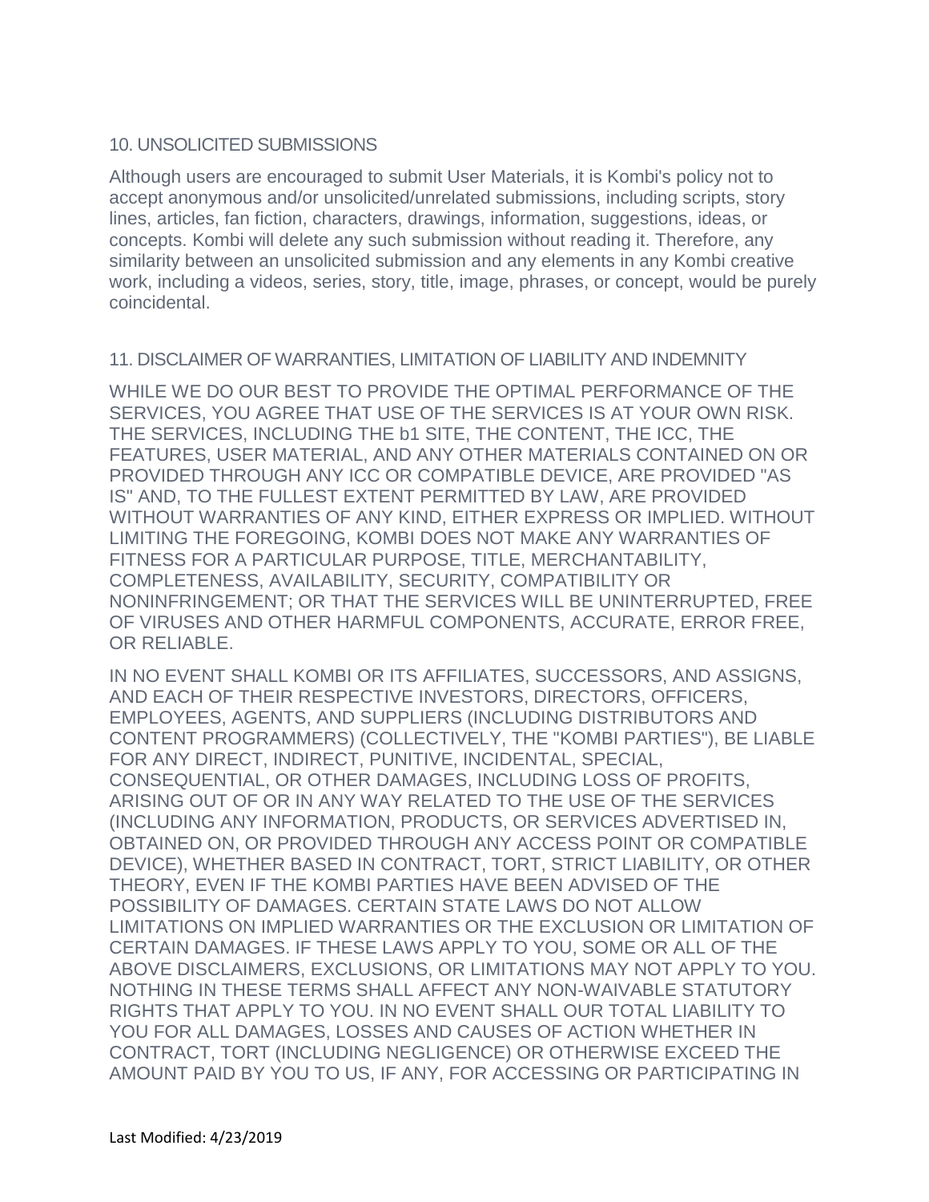## 10. UNSOLICITED SUBMISSIONS

Although users are encouraged to submit User Materials, it is Kombi's policy not to accept anonymous and/or unsolicited/unrelated submissions, including scripts, story lines, articles, fan fiction, characters, drawings, information, suggestions, ideas, or concepts. Kombi will delete any such submission without reading it. Therefore, any similarity between an unsolicited submission and any elements in any Kombi creative work, including a videos, series, story, title, image, phrases, or concept, would be purely coincidental.

## 11. DISCLAIMER OF WARRANTIES, LIMITATION OF LIABILITY AND INDEMNITY

WHILE WE DO OUR BEST TO PROVIDE THE OPTIMAL PERFORMANCE OF THE SERVICES, YOU AGREE THAT USE OF THE SERVICES IS AT YOUR OWN RISK. THE SERVICES, INCLUDING THE b1 SITE, THE CONTENT, THE ICC, THE FEATURES, USER MATERIAL, AND ANY OTHER MATERIALS CONTAINED ON OR PROVIDED THROUGH ANY ICC OR COMPATIBLE DEVICE, ARE PROVIDED "AS IS" AND, TO THE FULLEST EXTENT PERMITTED BY LAW, ARE PROVIDED WITHOUT WARRANTIES OF ANY KIND, EITHER EXPRESS OR IMPLIED. WITHOUT LIMITING THE FOREGOING, KOMBI DOES NOT MAKE ANY WARRANTIES OF FITNESS FOR A PARTICULAR PURPOSE, TITLE, MERCHANTABILITY, COMPLETENESS, AVAILABILITY, SECURITY, COMPATIBILITY OR NONINFRINGEMENT; OR THAT THE SERVICES WILL BE UNINTERRUPTED, FREE OF VIRUSES AND OTHER HARMFUL COMPONENTS, ACCURATE, ERROR FREE, OR RELIABLE.

IN NO EVENT SHALL KOMBI OR ITS AFFILIATES, SUCCESSORS, AND ASSIGNS, AND EACH OF THEIR RESPECTIVE INVESTORS, DIRECTORS, OFFICERS, EMPLOYEES, AGENTS, AND SUPPLIERS (INCLUDING DISTRIBUTORS AND CONTENT PROGRAMMERS) (COLLECTIVELY, THE "KOMBI PARTIES"), BE LIABLE FOR ANY DIRECT, INDIRECT, PUNITIVE, INCIDENTAL, SPECIAL, CONSEQUENTIAL, OR OTHER DAMAGES, INCLUDING LOSS OF PROFITS, ARISING OUT OF OR IN ANY WAY RELATED TO THE USE OF THE SERVICES (INCLUDING ANY INFORMATION, PRODUCTS, OR SERVICES ADVERTISED IN, OBTAINED ON, OR PROVIDED THROUGH ANY ACCESS POINT OR COMPATIBLE DEVICE), WHETHER BASED IN CONTRACT, TORT, STRICT LIABILITY, OR OTHER THEORY, EVEN IF THE KOMBI PARTIES HAVE BEEN ADVISED OF THE POSSIBILITY OF DAMAGES. CERTAIN STATE LAWS DO NOT ALLOW LIMITATIONS ON IMPLIED WARRANTIES OR THE EXCLUSION OR LIMITATION OF CERTAIN DAMAGES. IF THESE LAWS APPLY TO YOU, SOME OR ALL OF THE ABOVE DISCLAIMERS, EXCLUSIONS, OR LIMITATIONS MAY NOT APPLY TO YOU. NOTHING IN THESE TERMS SHALL AFFECT ANY NON-WAIVABLE STATUTORY RIGHTS THAT APPLY TO YOU. IN NO EVENT SHALL OUR TOTAL LIABILITY TO YOU FOR ALL DAMAGES, LOSSES AND CAUSES OF ACTION WHETHER IN CONTRACT, TORT (INCLUDING NEGLIGENCE) OR OTHERWISE EXCEED THE AMOUNT PAID BY YOU TO US, IF ANY, FOR ACCESSING OR PARTICIPATING IN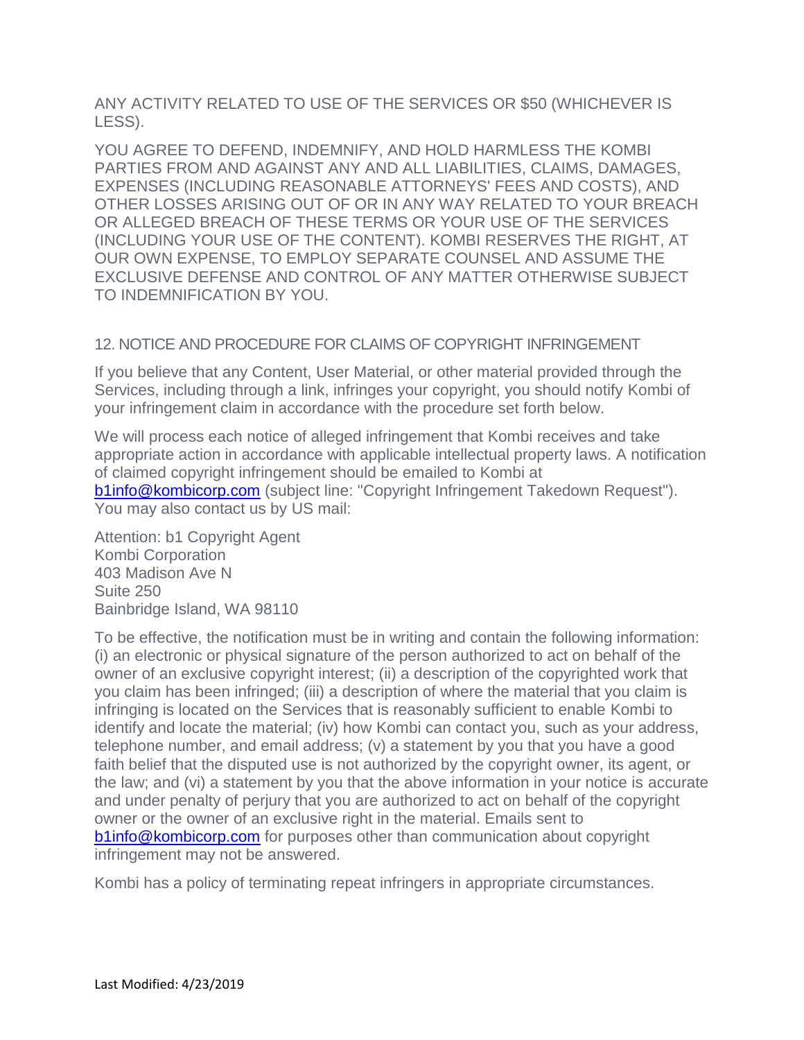ANY ACTIVITY RELATED TO USE OF THE SERVICES OR $50 (WHICHEVER IS LESS).

YOU AGREE TO DEFEND, INDEMNIFY, AND HOLD HARMLESS THE KOMBI PARTIES FROM AND AGAINST ANY AND ALL LIABILITIES, CLAIMS, DAMAGES, EXPENSES (INCLUDING REASONABLE ATTORNEYS' FEES AND COSTS), AND OTHER LOSSES ARISING OUT OF OR IN ANY WAY RELATED TO YOUR BREACH OR ALLEGED BREACH OF THESE TERMS OR YOUR USE OF THE SERVICES (INCLUDING YOUR USE OF THE CONTENT). KOMBI RESERVES THE RIGHT, AT OUR OWN EXPENSE, TO EMPLOY SEPARATE COUNSEL AND ASSUME THE EXCLUSIVE DEFENSE AND CONTROL OF ANY MATTER OTHERWISE SUBJECT TO INDEMNIFICATION BY YOU.

## 12. NOTICE AND PROCEDURE FOR CLAIMS OF COPYRIGHT INFRINGEMENT

If you believe that any Content, User Material, or other material provided through the Services, including through a link, infringes your copyright, you should notify Kombi of your infringement claim in accordance with the procedure set forth below.

We will process each notice of alleged infringement that Kombi receives and take appropriate action in accordance with applicable intellectual property laws. A notification of claimed copyright infringement should be emailed to Kombi at b1info@kombicorp.com (subject line: "Copyright Infringement Takedown Request"). You may also contact us by US mail:

Attention: b1 Copyright Agent  
Kombi Corporation  
403 Madison Ave N  
Suite 250  
Bainbridge Island, WA 98110

To be effective, the notification must be in writing and contain the following information: (i) an electronic or physical signature of the person authorized to act on behalf of the owner of an exclusive copyright interest; (ii) a description of the copyrighted work that you claim has been infringed; (iii) a description of where the material that you claim is infringing is located on the Services that is reasonably sufficient to enable Kombi to identify and locate the material; (iv) how Kombi can contact you, such as your address, telephone number, and email address; (v) a statement by you that you have a good faith belief that the disputed use is not authorized by the copyright owner, its agent, or the law; and (vi) a statement by you that the above information in your notice is accurate and under penalty of perjury that you are authorized to act on behalf of the copyright owner or the owner of an exclusive right in the material. Emails sent to b1info@kombicorp.com for purposes other than communication about copyright infringement may not be answered.

Kombi has a policy of terminating repeat infringers in appropriate circumstances.

Last Modified: 4/23/2019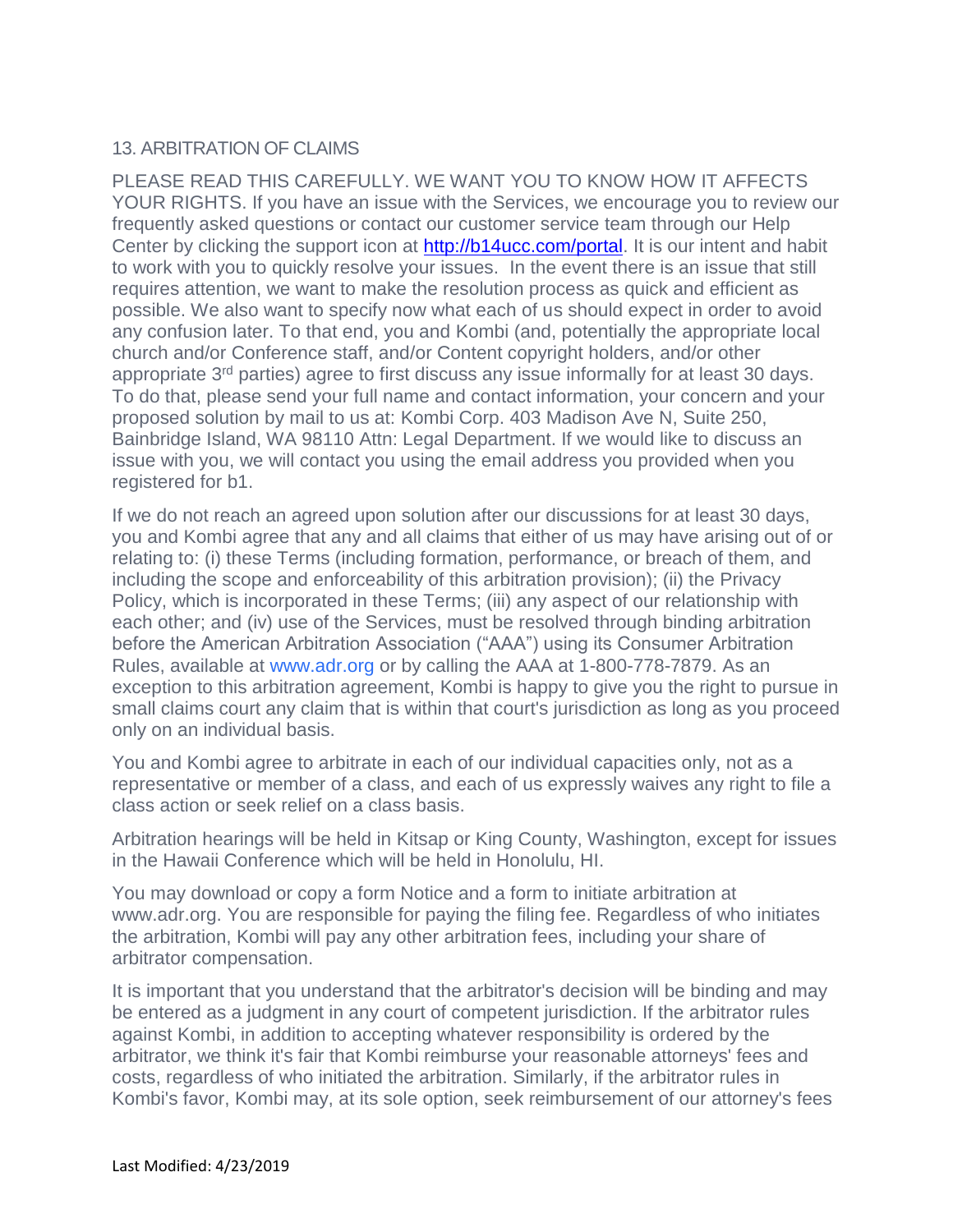## 13. ARBITRATION OF CLAIMS

PLEASE READ THIS CAREFULLY. WE WANT YOU TO KNOW HOW IT AFFECTS YOUR RIGHTS. If you have an issue with the Services, we encourage you to review our frequently asked questions or contact our customer service team through our Help Center by clicking the support icon at [http://b14ucc.com/portal](http://b14ucc.com/portal). It is our intent and habit to work with you to quickly resolve your issues. In the event there is an issue that still requires attention, we want to make the resolution process as quick and efficient as possible. We also want to specify now what each of us should expect in order to avoid any confusion later. To that end, you and Kombi (and, potentially the appropriate local church and/or Conference staff, and/or Content copyright holders, and/or other appropriate 3rd parties) agree to first discuss any issue informally for at least 30 days. To do that, please send your full name and contact information, your concern and your proposed solution by mail to us at: Kombi Corp. 403 Madison Ave N, Suite 250, Bainbridge Island, WA 98110 Attn: Legal Department. If we would like to discuss an issue with you, we will contact you using the email address you provided when you registered for b1.

If we do not reach an agreed upon solution after our discussions for at least 30 days, you and Kombi agree that any and all claims that either of us may have arising out of or relating to: (i) these Terms (including formation, performance, or breach of them, and including the scope and enforceability of this arbitration provision); (ii) the Privacy Policy, which is incorporated in these Terms; (iii) any aspect of our relationship with each other; and (iv) use of the Services, must be resolved through binding arbitration before the American Arbitration Association ("AAA") using its Consumer Arbitration Rules, available at www.adr.org or by calling the AAA at 1-800-778-7879. As an exception to this arbitration agreement, Kombi is happy to give you the right to pursue in small claims court any claim that is within that court's jurisdiction as long as you proceed only on an individual basis.

You and Kombi agree to arbitrate in each of our individual capacities only, not as a representative or member of a class, and each of us expressly waives any right to file a class action or seek relief on a class basis.

Arbitration hearings will be held in Kitsap or King County, Washington, except for issues in the Hawaii Conference which will be held in Honolulu, HI.

You may download or copy a form Notice and a form to initiate arbitration at www.adr.org. You are responsible for paying the filing fee. Regardless of who initiates the arbitration, Kombi will pay any other arbitration fees, including your share of arbitrator compensation.

It is important that you understand that the arbitrator's decision will be binding and may be entered as a judgment in any court of competent jurisdiction. If the arbitrator rules against Kombi, in addition to accepting whatever responsibility is ordered by the arbitrator, we think it's fair that Kombi reimburse your reasonable attorneys' fees and costs, regardless of who initiated the arbitration. Similarly, if the arbitrator rules in Kombi's favor, Kombi may, at its sole option, seek reimbursement of our attorney's fees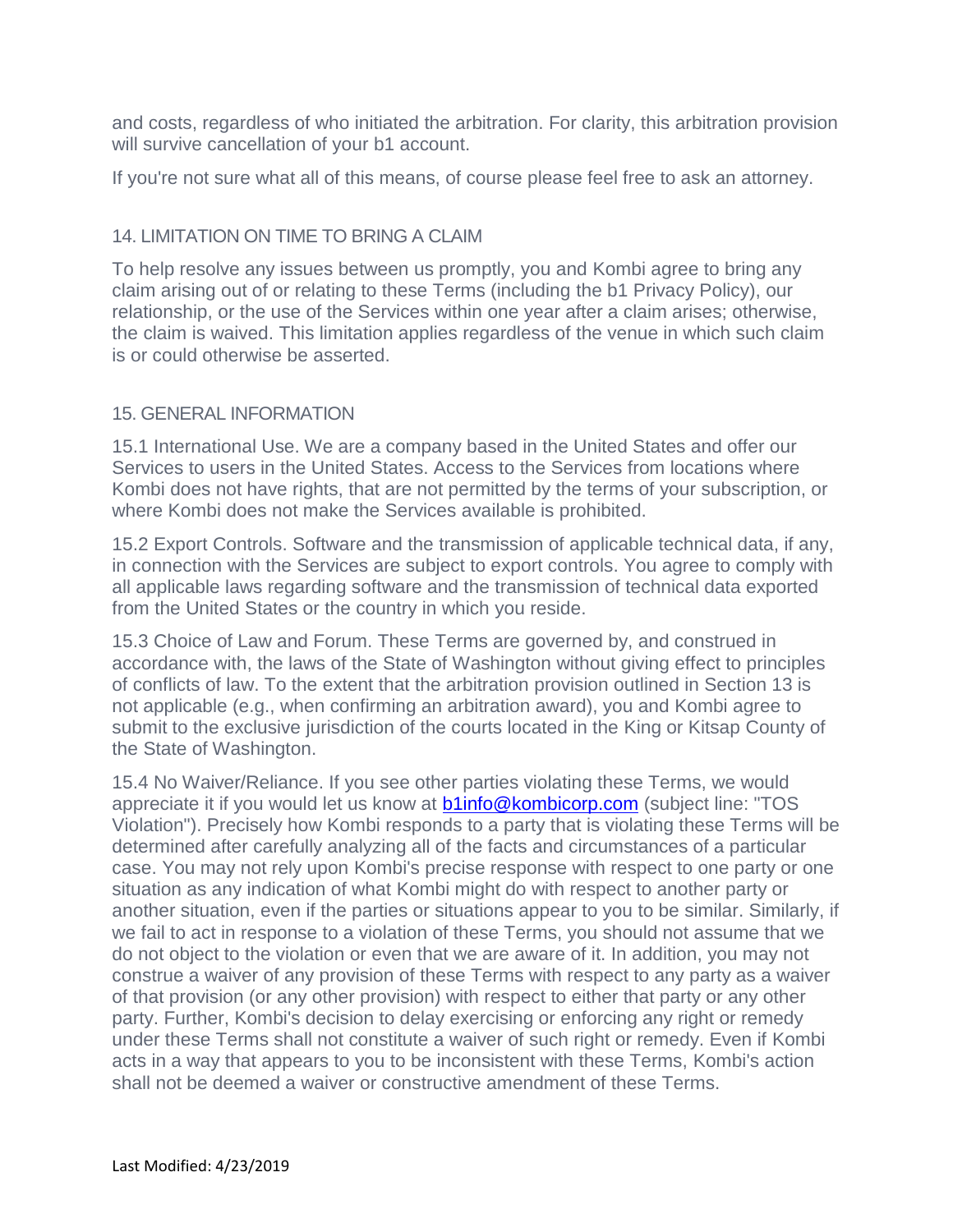and costs, regardless of who initiated the arbitration. For clarity, this arbitration provision will survive cancellation of your b1 account.

If you're not sure what all of this means, of course please feel free to ask an attorney.

## 14. LIMITATION ON TIME TO BRING A CLAIM

To help resolve any issues between us promptly, you and Kombi agree to bring any claim arising out of or relating to these Terms (including the b1 Privacy Policy), our relationship, or the use of the Services within one year after a claim arises; otherwise, the claim is waived. This limitation applies regardless of the venue in which such claim is or could otherwise be asserted.

## 15. GENERAL INFORMATION

15.1 International Use. We are a company based in the United States and offer our Services to users in the United States. Access to the Services from locations where Kombi does not have rights, that are not permitted by the terms of your subscription, or where Kombi does not make the Services available is prohibited.

15.2 Export Controls. Software and the transmission of applicable technical data, if any, in connection with the Services are subject to export controls. You agree to comply with all applicable laws regarding software and the transmission of technical data exported from the United States or the country in which you reside.

15.3 Choice of Law and Forum. These Terms are governed by, and construed in accordance with, the laws of the State of Washington without giving effect to principles of conflicts of law. To the extent that the arbitration provision outlined in Section 13 is not applicable (e.g., when confirming an arbitration award), you and Kombi agree to submit to the exclusive jurisdiction of the courts located in the King or Kitsap County of the State of Washington.

15.4 No Waiver/Reliance. If you see other parties violating these Terms, we would appreciate it if you would let us know at [b1info@kombicorp.com](mailto:b1info@kombicorp.com) (subject line: "TOS Violation"). Precisely how Kombi responds to a party that is violating these Terms will be determined after carefully analyzing all of the facts and circumstances of a particular case. You may not rely upon Kombi's precise response with respect to one party or one situation as any indication of what Kombi might do with respect to another party or another situation, even if the parties or situations appear to you to be similar. Similarly, if we fail to act in response to a violation of these Terms, you should not assume that we do not object to the violation or even that we are aware of it. In addition, you may not construe a waiver of any provision of these Terms with respect to any party as a waiver of that provision (or any other provision) with respect to either that party or any other party. Further, Kombi's decision to delay exercising or enforcing any right or remedy under these Terms shall not constitute a waiver of such right or remedy. Even if Kombi acts in a way that appears to you to be inconsistent with these Terms, Kombi's action shall not be deemed a waiver or constructive amendment of these Terms.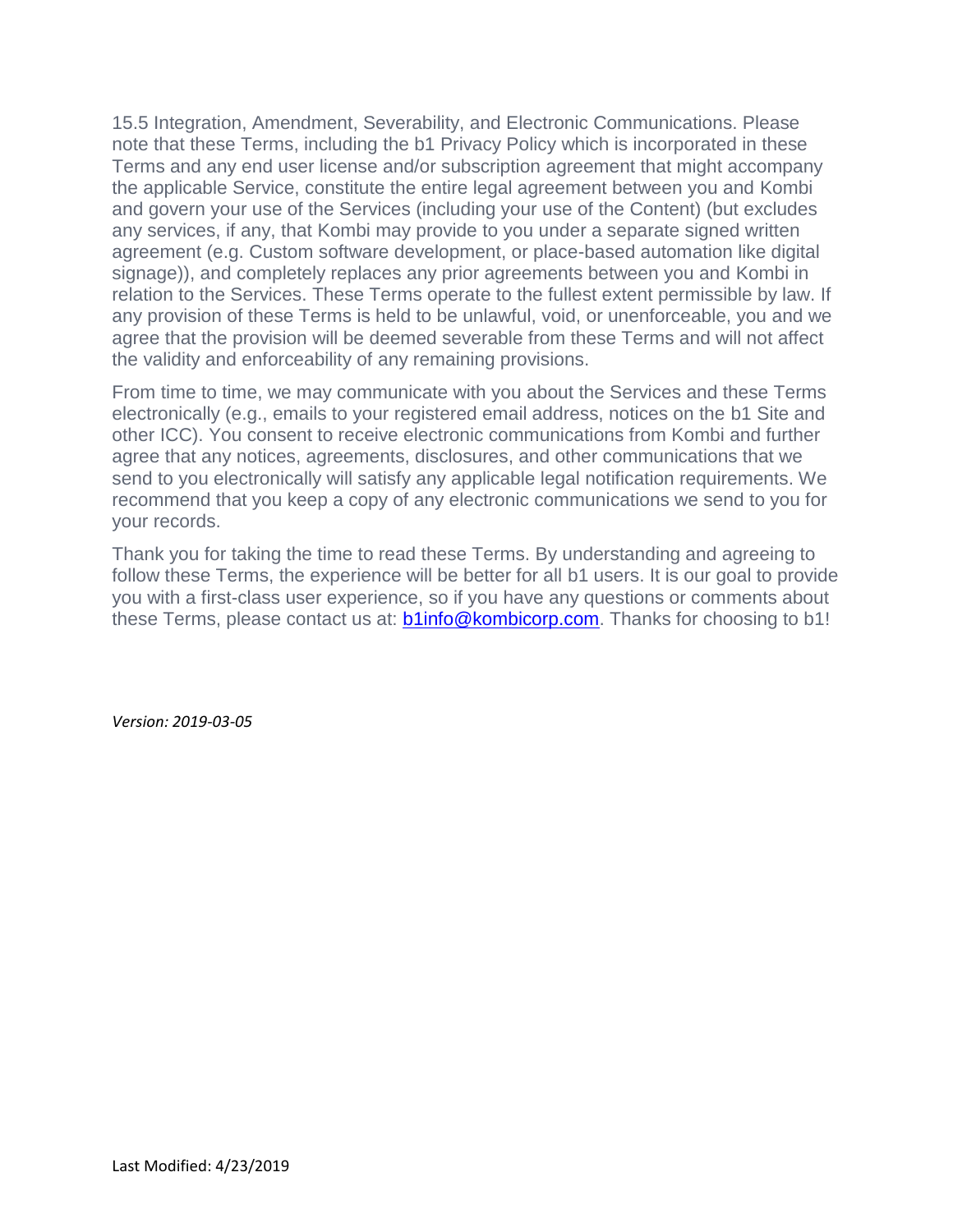15.5 Integration, Amendment, Severability, and Electronic Communications. Please note that these Terms, including the b1 Privacy Policy which is incorporated in these Terms and any end user license and/or subscription agreement that might accompany the applicable Service, constitute the entire legal agreement between you and Kombi and govern your use of the Services (including your use of the Content) (but excludes any services, if any, that Kombi may provide to you under a separate signed written agreement (e.g. Custom software development, or place-based automation like digital signage)), and completely replaces any prior agreements between you and Kombi in relation to the Services. These Terms operate to the fullest extent permissible by law. If any provision of these Terms is held to be unlawful, void, or unenforceable, you and we agree that the provision will be deemed severable from these Terms and will not affect the validity and enforceability of any remaining provisions.

From time to time, we may communicate with you about the Services and these Terms electronically (e.g., emails to your registered email address, notices on the b1 Site and other ICC). You consent to receive electronic communications from Kombi and further agree that any notices, agreements, disclosures, and other communications that we send to you electronically will satisfy any applicable legal notification requirements. We recommend that you keep a copy of any electronic communications we send to you for your records.

Thank you for taking the time to read these Terms. By understanding and agreeing to follow these Terms, the experience will be better for all b1 users. It is our goal to provide you with a first-class user experience, so if you have any questions or comments about these Terms, please contact us at: b1info@kombicorp.com. Thanks for choosing to b1!

*Version: 2019-03-05*

Last Modified: 4/23/2019